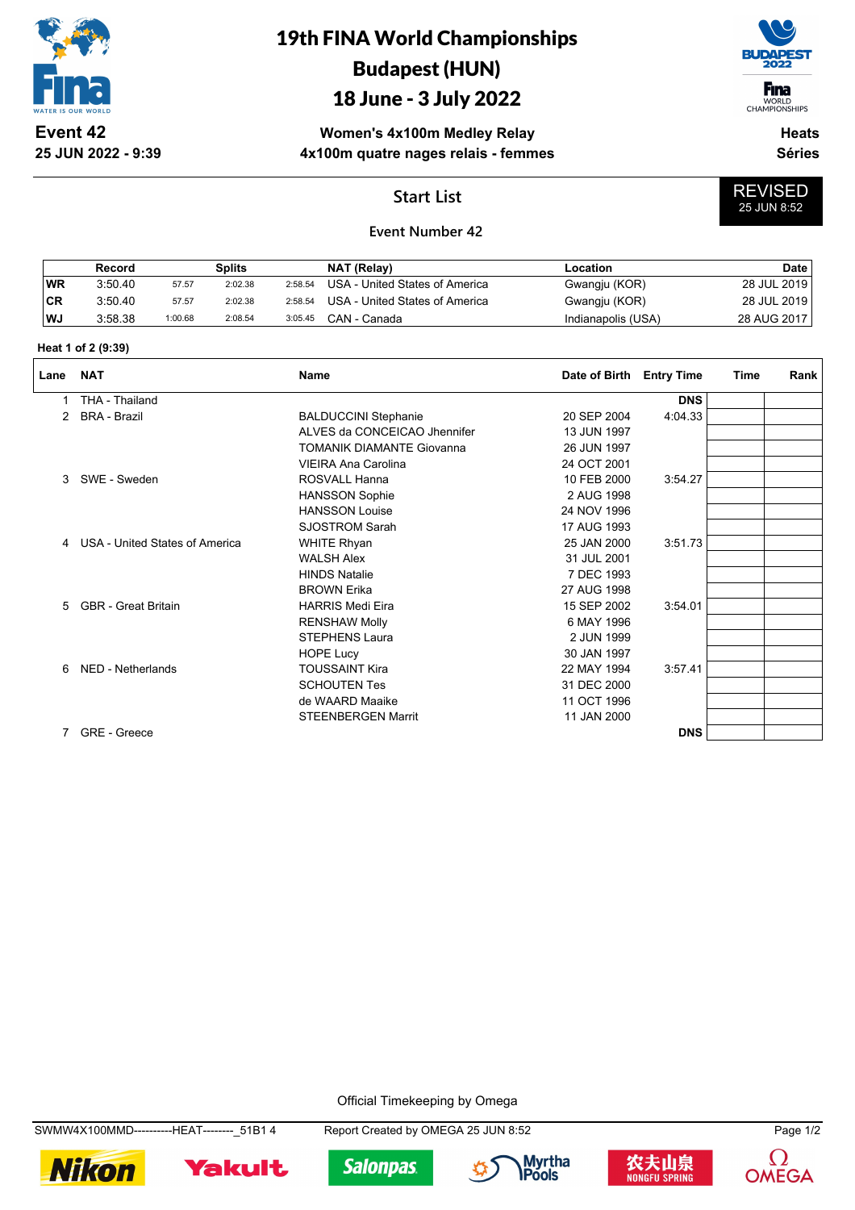# 19th FINA World Championships
## Budapest (HUN)
## 18 June - 3 July 2022

**Event 42**
**25 JUN 2022 - 9:39**

**Women's 4x100m Medley Relay**
**4x100m quatre nages relais - femmes**

**Heats**
**Séries**

## Start List

REVISED 25 JUN 8:52

**Event Number 42**

| | Record | | Splits | | NAT (Relay) | Location | Date |
|---|---|---|---|---|---|---|---|
| WR | 3:50.40 | 57.57 | 2:02.38 | 2:58.54 | USA - United States of America | Gwangju (KOR) | 28 JUL 2019 |
| CR | 3:50.40 | 57.57 | 2:02.38 | 2:58.54 | USA - United States of America | Gwangju (KOR) | 28 JUL 2019 |
| WJ | 3:58.38 | 1:00.68 | 2:08.54 | 3:05.45 | CAN - Canada | Indianapolis (USA) | 28 AUG 2017 |

**Heat 1 of 2 (9:39)**

| Lane | NAT | Name | Date of Birth | Entry Time | Time | Rank |
|---|---|---|---|---|---|---|
| 1 | THA - Thailand | | | DNS | | |
| 2 | BRA - Brazil | BALDUCCINI Stephanie | 20 SEP 2004 | 4:04.33 | | |
| | | ALVES da CONCEICAO Jhennifer | 13 JUN 1997 | | | |
| | | TOMANIK DIAMANTE Giovanna | 26 JUN 1997 | | | |
| | | VIEIRA Ana Carolina | 24 OCT 2001 | | | |
| 3 | SWE - Sweden | ROSVALL Hanna | 10 FEB 2000 | 3:54.27 | | |
| | | HANSSON Sophie | 2 AUG 1998 | | | |
| | | HANSSON Louise | 24 NOV 1996 | | | |
| | | SJOSTROM Sarah | 17 AUG 1993 | | | |
| 4 | USA - United States of America | WHITE Rhyan | 25 JAN 2000 | 3:51.73 | | |
| | | WALSH Alex | 31 JUL 2001 | | | |
| | | HINDS Natalie | 7 DEC 1993 | | | |
| | | BROWN Erika | 27 AUG 1998 | | | |
| 5 | GBR - Great Britain | HARRIS Medi Eira | 15 SEP 2002 | 3:54.01 | | |
| | | RENSHAW Molly | 6 MAY 1996 | | | |
| | | STEPHENS Laura | 2 JUN 1999 | | | |
| | | HOPE Lucy | 30 JAN 1997 | | | |
| 6 | NED - Netherlands | TOUSSAINT Kira | 22 MAY 1994 | 3:57.41 | | |
| | | SCHOUTEN Tes | 31 DEC 2000 | | | |
| | | de WAARD Maaike | 11 OCT 1996 | | | |
| | | STEENBERGEN Marrit | 11 JAN 2000 | | | |
| 7 | GRE - Greece | | | DNS | | |

Official Timekeeping by Omega

SWMW4X100MMD----------HEAT--------_51B1 4 Report Created by OMEGA 25 JUN 8:52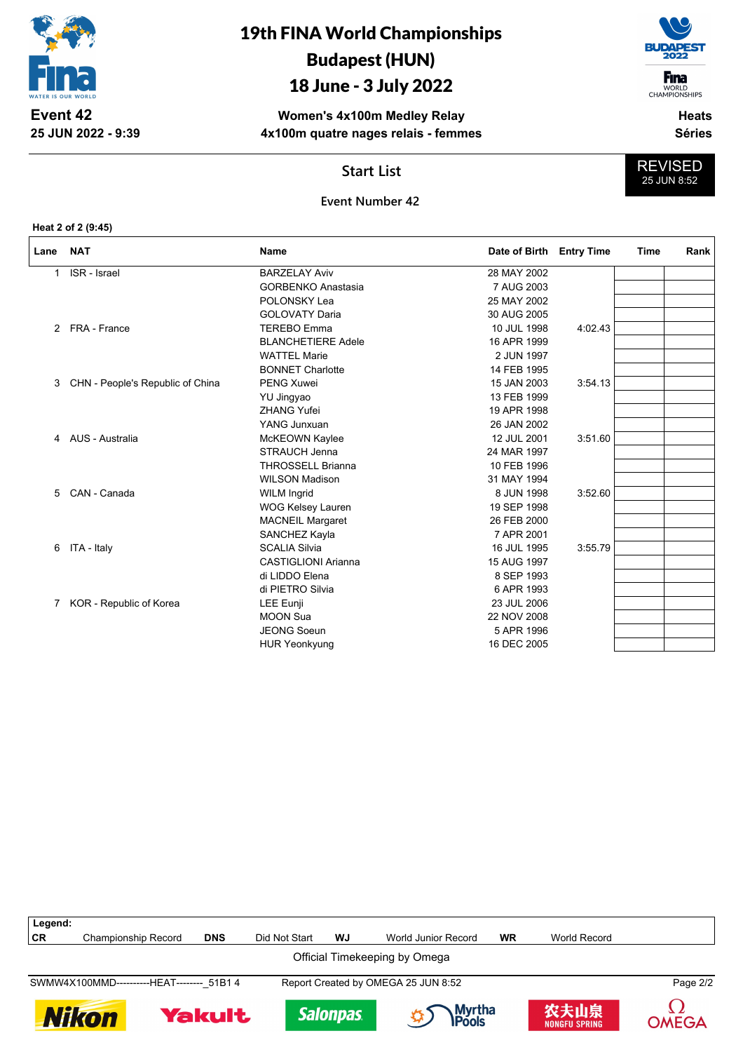# 19th FINA World Championships

## Budapest (HUN)

## 18 June - 3 July 2022

**Event 42**
**25 JUN 2022 - 9:39**

**Women's 4x100m Medley Relay**
**4x100m quatre nages relais - femmes**

**Heats**
**Séries**

## Start List

REVISED
25 JUN 8:52

### Event Number 42

**Heat 2 of 2 (9:45)**

| Lane | NAT | Name | Date of Birth | Entry Time | Time | Rank |
|---|---|---|---|---|---|---|
| 1 | ISR - Israel | BARZELAY Aviv | 28 MAY 2002 | | | |
| | | GORBENKO Anastasia | 7 AUG 2003 | | | |
| | | POLONSKY Lea | 25 MAY 2002 | | | |
| | | GOLOVATY Daria | 30 AUG 2005 | | | |
| 2 | FRA - France | TEREBO Emma | 10 JUL 1998 | 4:02.43 | | |
| | | BLANCHETIERE Adele | 16 APR 1999 | | | |
| | | WATTEL Marie | 2 JUN 1997 | | | |
| | | BONNET Charlotte | 14 FEB 1995 | | | |
| 3 | CHN - People's Republic of China | PENG Xuwei | 15 JAN 2003 | 3:54.13 | | |
| | | YU Jingyao | 13 FEB 1999 | | | |
| | | ZHANG Yufei | 19 APR 1998 | | | |
| | | YANG Junxuan | 26 JAN 2002 | | | |
| 4 | AUS - Australia | McKEOWN Kaylee | 12 JUL 2001 | 3:51.60 | | |
| | | STRAUCH Jenna | 24 MAR 1997 | | | |
| | | THROSSELL Brianna | 10 FEB 1996 | | | |
| | | WILSON Madison | 31 MAY 1994 | | | |
| 5 | CAN - Canada | WILM Ingrid | 8 JUN 1998 | 3:52.60 | | |
| | | WOG Kelsey Lauren | 19 SEP 1998 | | | |
| | | MACNEIL Margaret | 26 FEB 2000 | | | |
| | | SANCHEZ Kayla | 7 APR 2001 | | | |
| 6 | ITA - Italy | SCALIA Silvia | 16 JUL 1995 | 3:55.79 | | |
| | | CASTIGLIONI Arianna | 15 AUG 1997 | | | |
| | | di LIDDO Elena | 8 SEP 1993 | | | |
| | | di PIETRO Silvia | 6 APR 1993 | | | |
| 7 | KOR - Republic of Korea | LEE Eunji | 23 JUL 2006 | | | |
| | | MOON Sua | 22 NOV 2008 | | | |
| | | JEONG Soeun | 5 APR 1996 | | | |
| | | HUR Yeonkyung | 16 DEC 2005 | | | |

**Legend:**

| | | | | | | | |
|---|---|---|---|---|---|---|---|
| **CR** | Championship Record | **DNS** | Did Not Start | **WJ** | World Junior Record | **WR** | World Record |

Official Timekeeping by Omega

SWMW4X100MMD----------HEAT--------_51B1 4 — Report Created by OMEGA 25 JUN 8:52